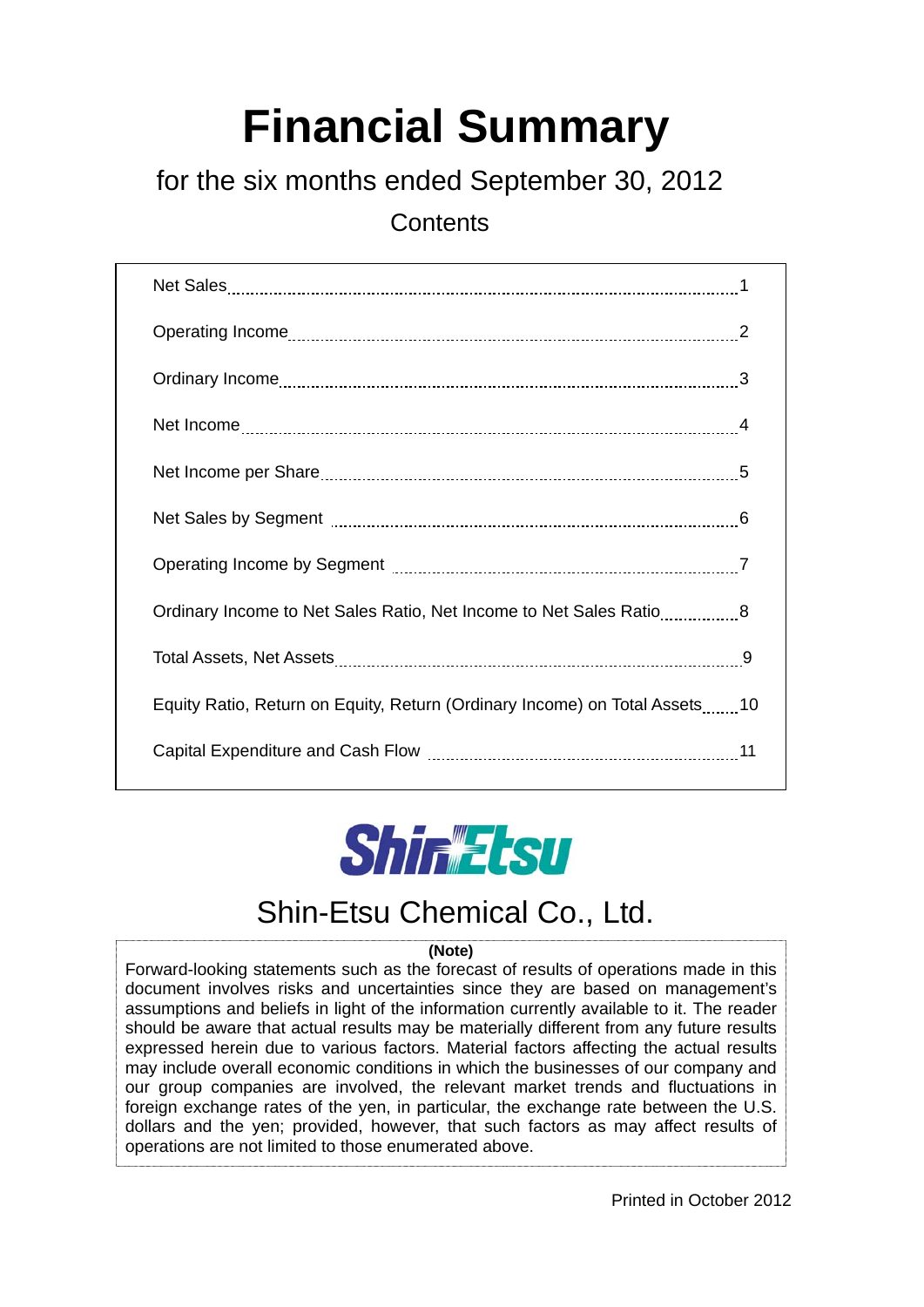# Financial Summary

## for the six months ended September 30, 2012

### Contents

| | |
|---|---|
| Net Sales | 1 |
| Operating Income | 2 |
| Ordinary Income | 3 |
| Net Income | 4 |
| Net Income per Share | 5 |
| Net Sales by Segment | 6 |
| Operating Income by Segment | 7 |
| Ordinary Income to Net Sales Ratio, Net Income to Net Sales Ratio | 8 |
| Total Assets, Net Assets | 9 |
| Equity Ratio, Return on Equity, Return (Ordinary Income) on Total Assets | 10 |
| Capital Expenditure and Cash Flow | 11 |

ShinEtsu

Shin-Etsu Chemical Co., Ltd.

**(Note)**

Forward-looking statements such as the forecast of results of operations made in this document involves risks and uncertainties since they are based on management's assumptions and beliefs in light of the information currently available to it. The reader should be aware that actual results may be materially different from any future results expressed herein due to various factors. Material factors affecting the actual results may include overall economic conditions in which the businesses of our company and our group companies are involved, the relevant market trends and fluctuations in foreign exchange rates of the yen, in particular, the exchange rate between the U.S. dollars and the yen; provided, however, that such factors as may affect results of operations are not limited to those enumerated above.

Printed in October 2012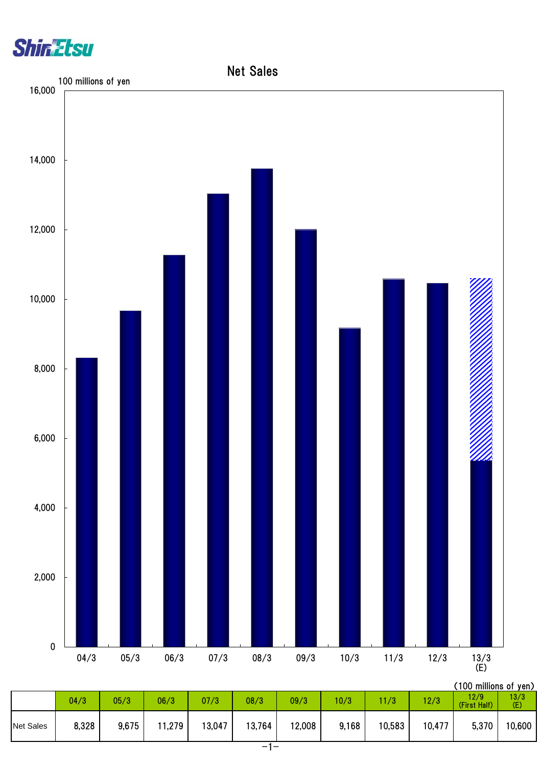# Net Sales

(100 millions of yen)

|  | 04/3 | 05/3 | 06/3 | 07/3 | 08/3 | 09/3 | 10/3 | 11/3 | 12/3 | 12/9 (First Half) | 13/3 (E) |
|---|---|---|---|---|---|---|---|---|---|---|---|
| Net Sales | 8,328 | 9,675 | 11,279 | 13,047 | 13,764 | 12,008 | 9,168 | 10,583 | 10,477 | 5,370 | 10,600 |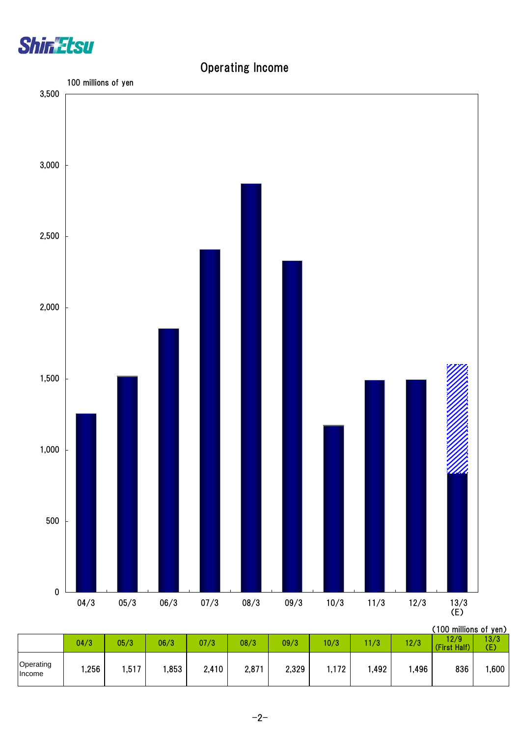# Operating Income

100 millions of yen

(100 millions of yen)

| | 04/3 | 05/3 | 06/3 | 07/3 | 08/3 | 09/3 | 10/3 | 11/3 | 12/3 | 12/9 (First Half) | 13/3 (E) |
|---|---|---|---|---|---|---|---|---|---|---|---|
| Operating Income | 1,256 | 1,517 | 1,853 | 2,410 | 2,871 | 2,329 | 1,172 | 1,492 | 1,496 | 836 | 1,600 |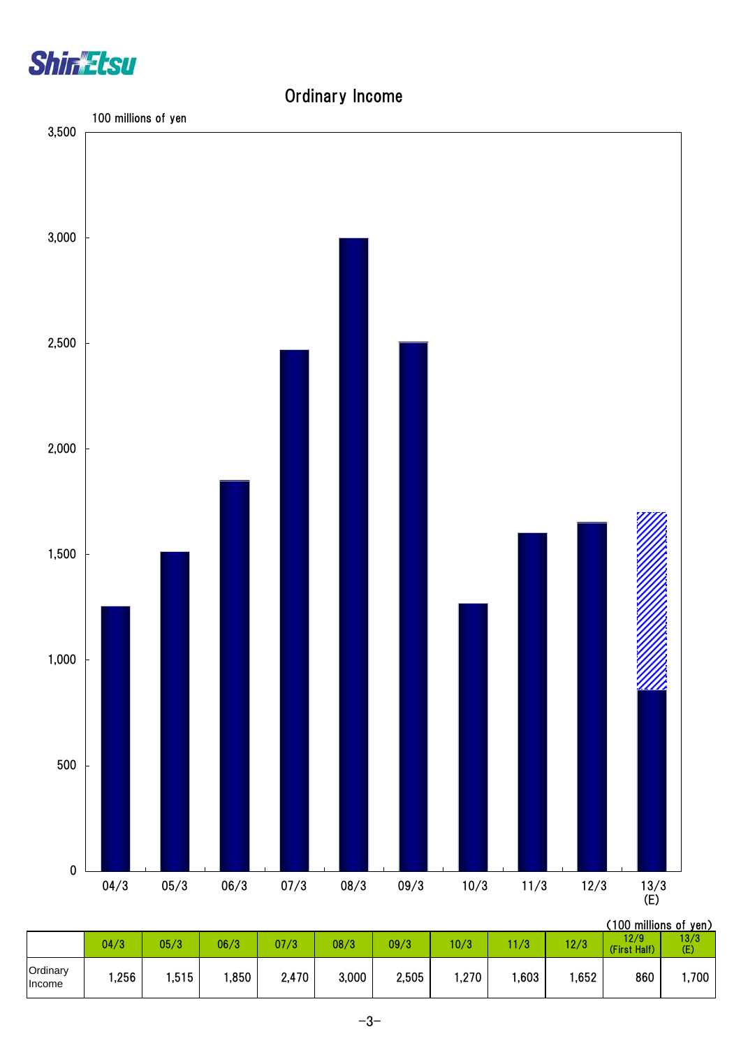# Ordinary Income

100 millions of yen

(100 millions of yen)

| | 04/3 | 05/3 | 06/3 | 07/3 | 08/3 | 09/3 | 10/3 | 11/3 | 12/3 | 12/9 (First Half) | 13/3 (E) |
|---|---|---|---|---|---|---|---|---|---|---|---|
| Ordinary Income | 1,256 | 1,515 | 1,850 | 2,470 | 3,000 | 2,505 | 1,270 | 1,603 | 1,652 | 860 | 1,700 |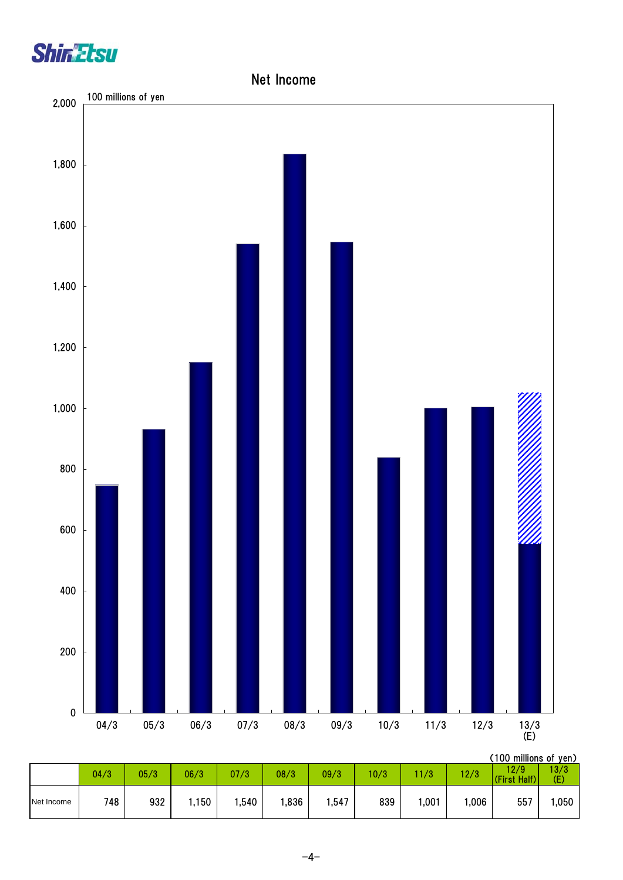# Net Income

(100 millions of yen)

|  | 04/3 | 05/3 | 06/3 | 07/3 | 08/3 | 09/3 | 10/3 | 11/3 | 12/3 | 12/9 (First Half) | 13/3 (E) |
|---|---|---|---|---|---|---|---|---|---|---|---|
| Net Income | 748 | 932 | 1,150 | 1,540 | 1,836 | 1,547 | 839 | 1,001 | 1,006 | 557 | 1,050 |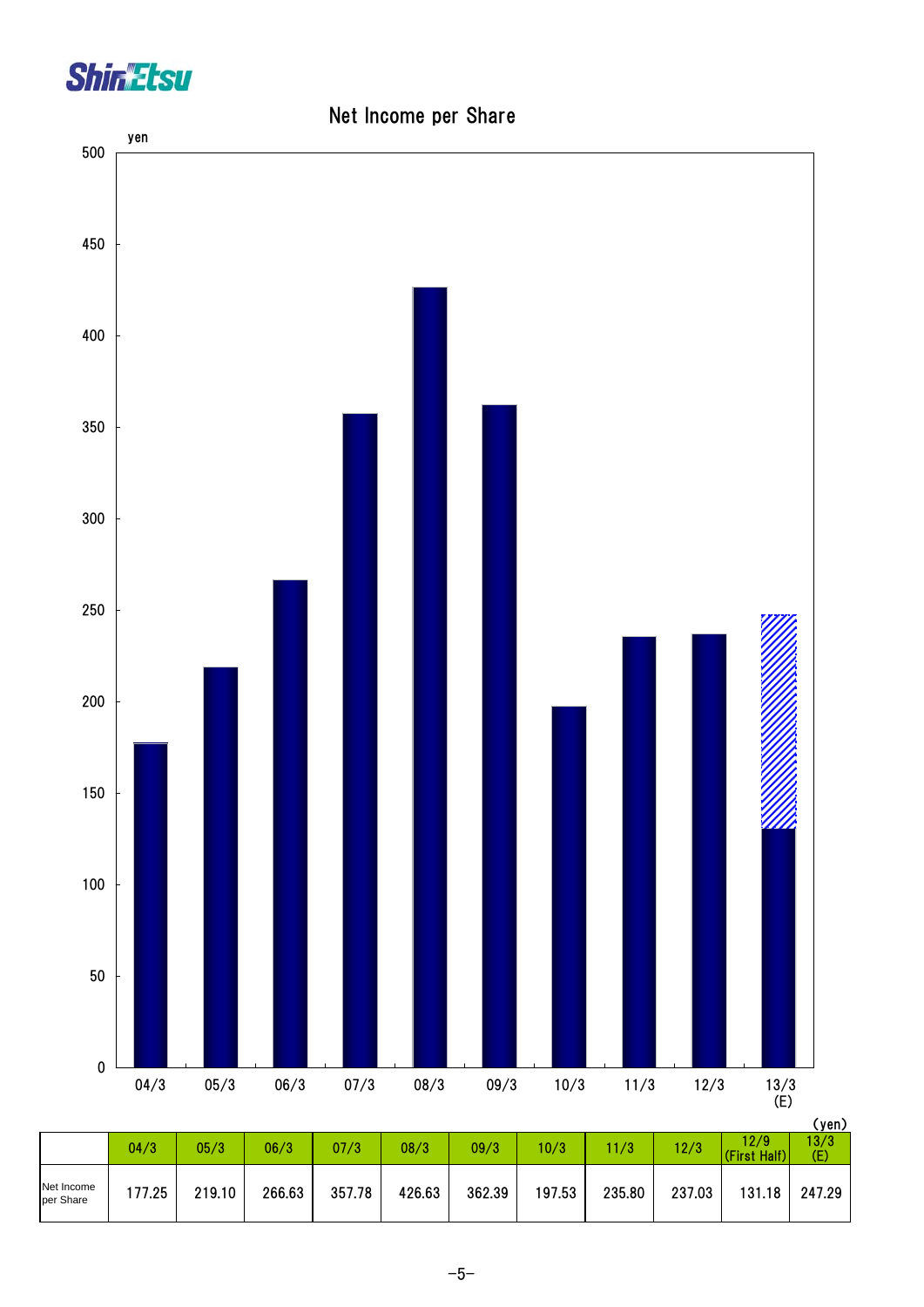# Net Income per Share

(yen)

| | 04/3 | 05/3 | 06/3 | 07/3 | 08/3 | 09/3 | 10/3 | 11/3 | 12/3 | 12/9 (First Half) | 13/3 (E) |
|---|---|---|---|---|---|---|---|---|---|---|---|
| Net Income per Share | 177.25 | 219.10 | 266.63 | 357.78 | 426.63 | 362.39 | 197.53 | 235.80 | 237.03 | 131.18 | 247.29 |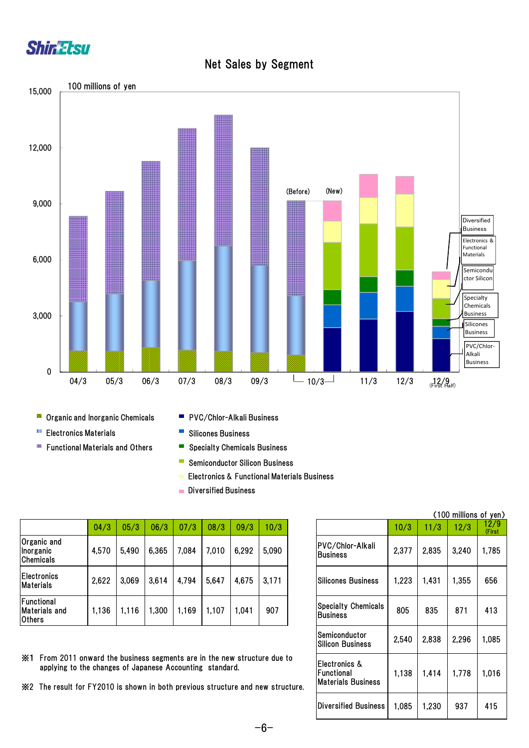# Net Sales by Segment

100 millions of yen

Organic and Inorganic Chemicals
Electronics Materials
Functional Materials and Others

PVC/Chlor-Alkali Business
Silicones Business
Specialty Chemicals Business
Semiconductor Silicon Business
Electronics & Functional Materials Business
Diversified Business

| | 04/3 | 05/3 | 06/3 | 07/3 | 08/3 | 09/3 | 10/3 |
|---|---|---|---|---|---|---|---|
| Organic and Inorganic Chemicals | 4,570 | 5,490 | 6,365 | 7,084 | 7,010 | 6,292 | 5,090 |
| Electronics Materials | 2,622 | 3,069 | 3,614 | 4,794 | 5,647 | 4,675 | 3,171 |
| Functional Materials and Others | 1,136 | 1,116 | 1,300 | 1,169 | 1,107 | 1,041 | 907 |

(100 millions of yen)

| | 10/3 | 11/3 | 12/3 | 12/9 (First Half) |
|---|---|---|---|---|
| PVC/Chlor-Alkali Business | 2,377 | 2,835 | 3,240 | 1,785 |
| Silicones Business | 1,223 | 1,431 | 1,355 | 656 |
| Specialty Chemicals Business | 805 | 835 | 871 | 413 |
| Semiconductor Silicon Business | 2,540 | 2,838 | 2,296 | 1,085 |
| Electronics & Functional Materials Business | 1,138 | 1,414 | 1,778 | 1,016 |
| Diversified Business | 1,085 | 1,230 | 937 | 415 |

※1 From 2011 onward the business segments are in the new structure due to applying to the changes of Japanese Accounting standard.

※2 The result for FY2010 is shown in both previous structure and new structure.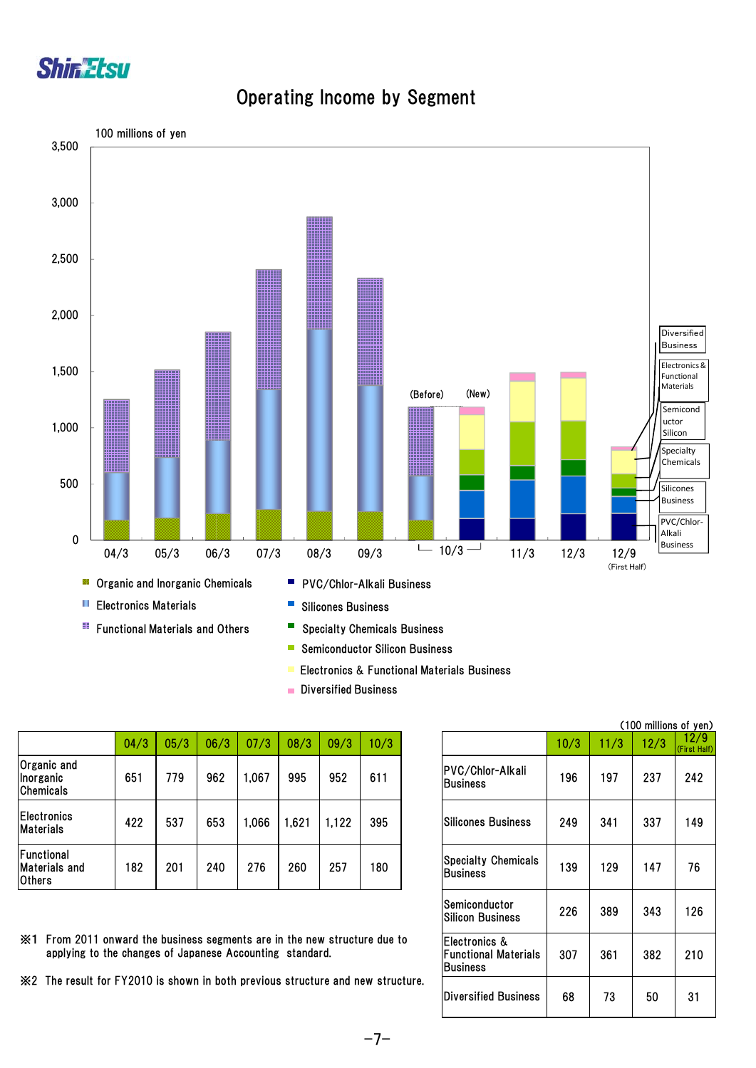# Operating Income by Segment

100 millions of yen

Organic and Inorganic Chemicals
Electronics Materials
Functional Materials and Others

PVC/Chlor-Alkali Business
Silicones Business
Specialty Chemicals Business
Semiconductor Silicon Business
Electronics & Functional Materials Business
Diversified Business

(100 millions of yen)

| | 04/3 | 05/3 | 06/3 | 07/3 | 08/3 | 09/3 | 10/3 |
|---|---|---|---|---|---|---|---|
| Organic and Inorganic Chemicals | 651 | 779 | 962 | 1,067 | 995 | 952 | 611 |
| Electronics Materials | 422 | 537 | 653 | 1,066 | 1,621 | 1,122 | 395 |
| Functional Materials and Others | 182 | 201 | 240 | 276 | 260 | 257 | 180 |

| | 10/3 | 11/3 | 12/3 | 12/9 (First Half) |
|---|---|---|---|---|
| PVC/Chlor-Alkali Business | 196 | 197 | 237 | 242 |
| Silicones Business | 249 | 341 | 337 | 149 |
| Specialty Chemicals Business | 139 | 129 | 147 | 76 |
| Semiconductor Silicon Business | 226 | 389 | 343 | 126 |
| Electronics & Functional Materials Business | 307 | 361 | 382 | 210 |
| Diversified Business | 68 | 73 | 50 | 31 |

※1 From 2011 onward the business segments are in the new structure due to applying to the changes of Japanese Accounting standard.

※2 The result for FY2010 is shown in both previous structure and new structure.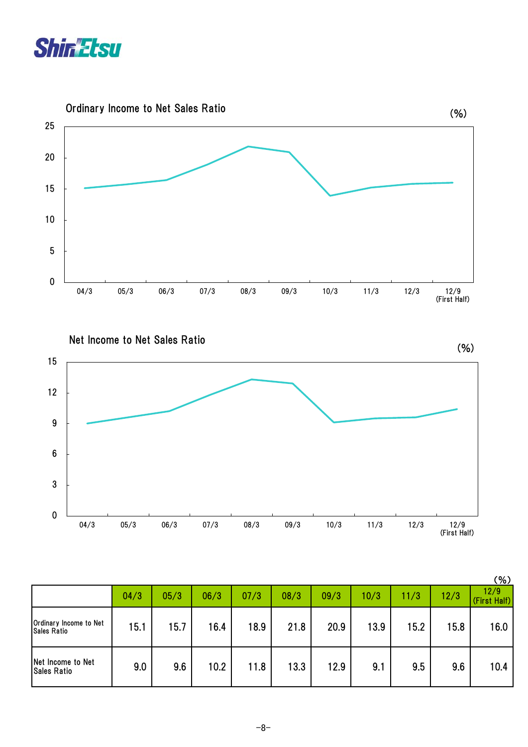## Ordinary Income to Net Sales Ratio

(%)

## Net Income to Net Sales Ratio

(%)

(%)

| | 04/3 | 05/3 | 06/3 | 07/3 | 08/3 | 09/3 | 10/3 | 11/3 | 12/3 | 12/9 (First Half) |
|---|---|---|---|---|---|---|---|---|---|---|
| Ordinary Income to Net Sales Ratio | 15.1 | 15.7 | 16.4 | 18.9 | 21.8 | 20.9 | 13.9 | 15.2 | 15.8 | 16.0 |
| Net Income to Net Sales Ratio | 9.0 | 9.6 | 10.2 | 11.8 | 13.3 | 12.9 | 9.1 | 9.5 | 9.6 | 10.4 |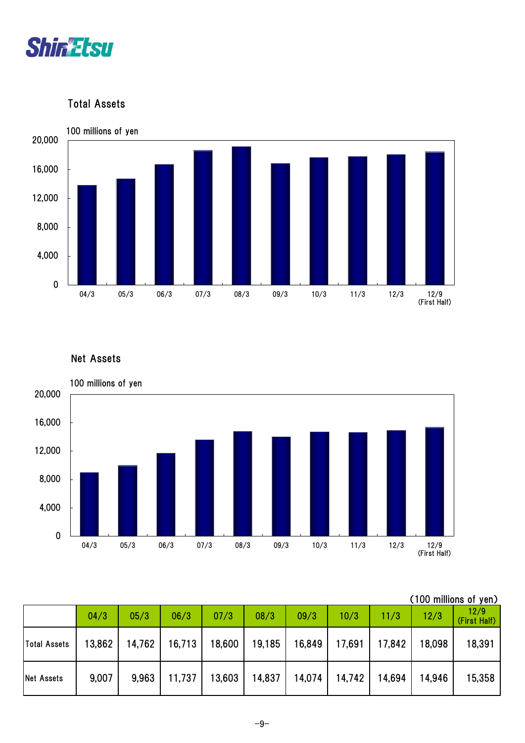## Total Assets

100 millions of yen

| | 04/3 | 05/3 | 06/3 | 07/3 | 08/3 | 09/3 | 10/3 | 11/3 | 12/3 | 12/9 (First Half) |
|---|---|---|---|---|---|---|---|---|---|---|

## Net Assets

100 millions of yen

(100 millions of yen)

| | 04/3 | 05/3 | 06/3 | 07/3 | 08/3 | 09/3 | 10/3 | 11/3 | 12/3 | 12/9 (First Half) |
|---|---|---|---|---|---|---|---|---|---|---|
| Total Assets | 13,862 | 14,762 | 16,713 | 18,600 | 19,185 | 16,849 | 17,691 | 17,842 | 18,098 | 18,391 |
| Net Assets | 9,007 | 9,963 | 11,737 | 13,603 | 14,837 | 14,074 | 14,742 | 14,694 | 14,946 | 15,358 |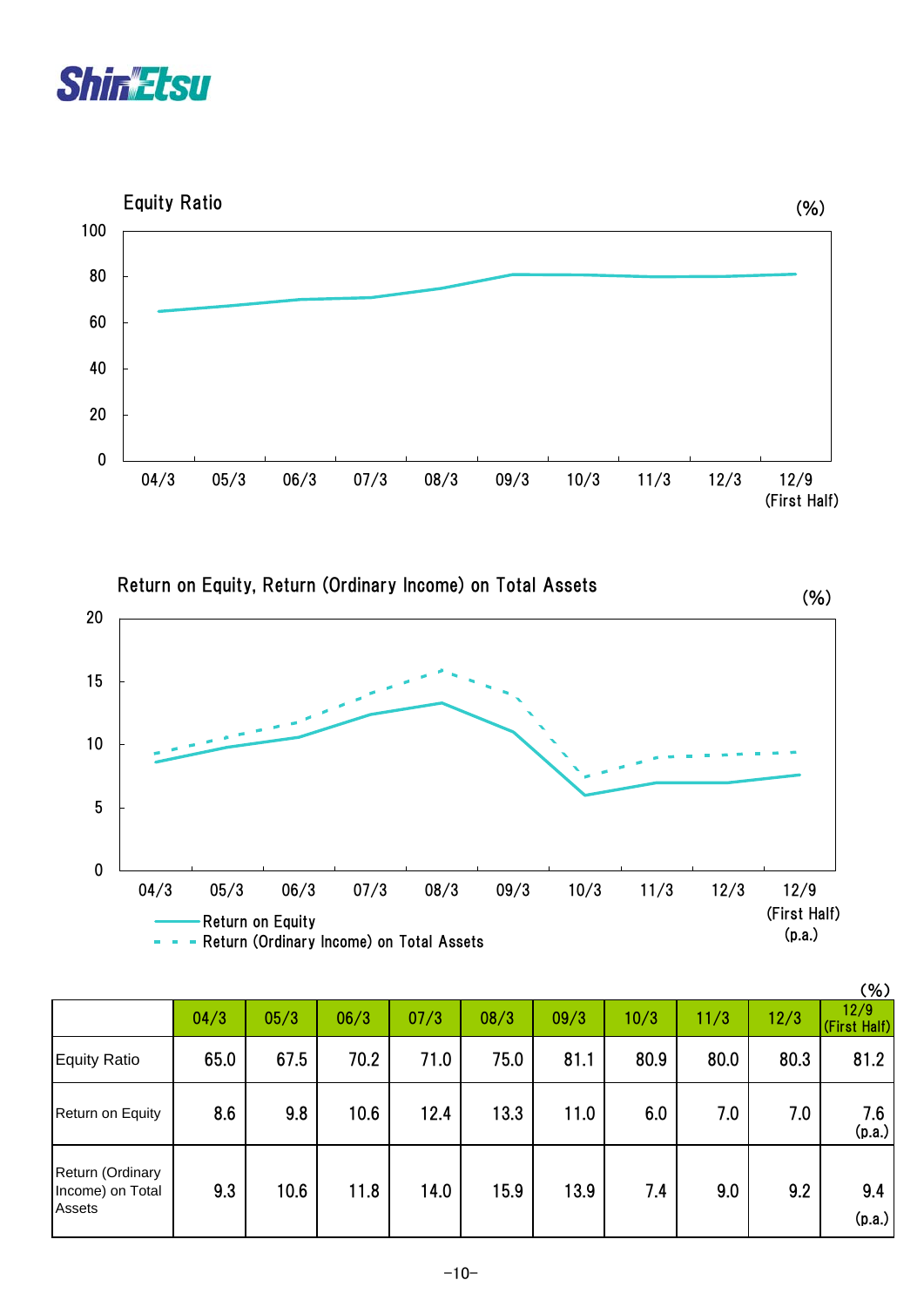## Equity Ratio

(%)

## Return on Equity, Return (Ordinary Income) on Total Assets

(%)

(%)

| | 04/3 | 05/3 | 06/3 | 07/3 | 08/3 | 09/3 | 10/3 | 11/3 | 12/3 | 12/9 (First Half) |
|---|---|---|---|---|---|---|---|---|---|---|
| Equity Ratio | 65.0 | 67.5 | 70.2 | 71.0 | 75.0 | 81.1 | 80.9 | 80.0 | 80.3 | 81.2 |
| Return on Equity | 8.6 | 9.8 | 10.6 | 12.4 | 13.3 | 11.0 | 6.0 | 7.0 | 7.0 | 7.6 (p.a.) |
| Return (Ordinary Income) on Total Assets | 9.3 | 10.6 | 11.8 | 14.0 | 15.9 | 13.9 | 7.4 | 9.0 | 9.2 | 9.4 (p.a.) |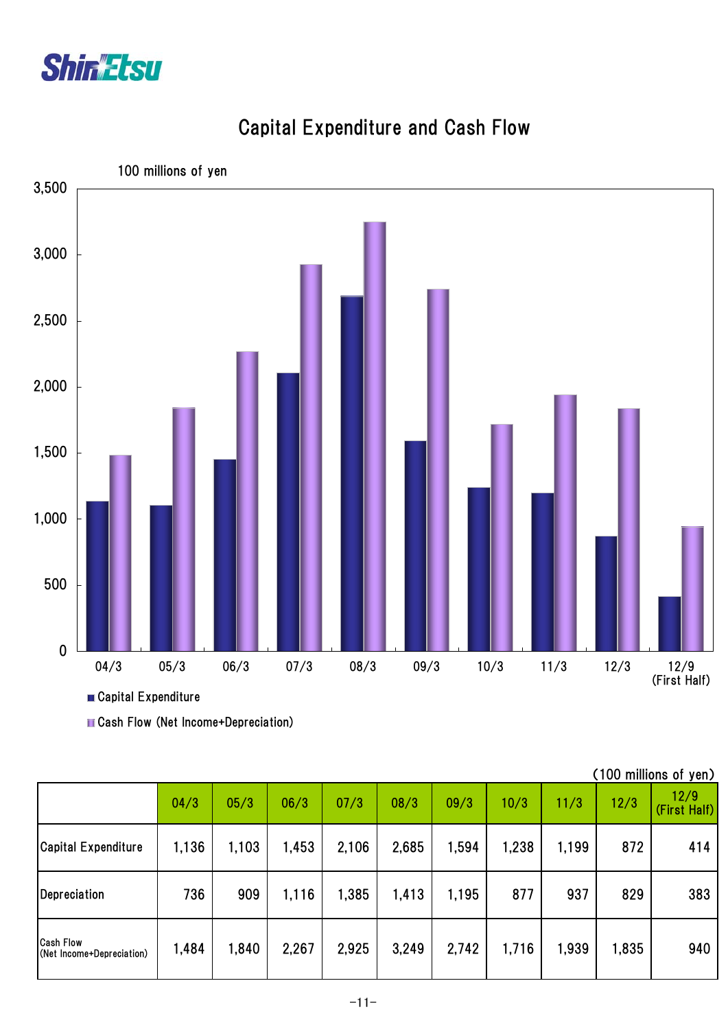# Capital Expenditure and Cash Flow

100 millions of yen

3,500
3,000
2,500
2,000
1,500
1,000
500
0

04/3 05/3 06/3 07/3 08/3 09/3 10/3 11/3 12/3 12/9 (First Half)

Capital Expenditure

Cash Flow (Net Income+Depreciation)

(100 millions of yen)

| | 04/3 | 05/3 | 06/3 | 07/3 | 08/3 | 09/3 | 10/3 | 11/3 | 12/3 | 12/9 (First Half) |
|---|---|---|---|---|---|---|---|---|---|---|
| Capital Expenditure | 1,136 | 1,103 | 1,453 | 2,106 | 2,685 | 1,594 | 1,238 | 1,199 | 872 | 414 |
| Depreciation | 736 | 909 | 1,116 | 1,385 | 1,413 | 1,195 | 877 | 937 | 829 | 383 |
| Cash Flow (Net Income+Depreciation) | 1,484 | 1,840 | 2,267 | 2,925 | 3,249 | 2,742 | 1,716 | 1,939 | 1,835 | 940 |